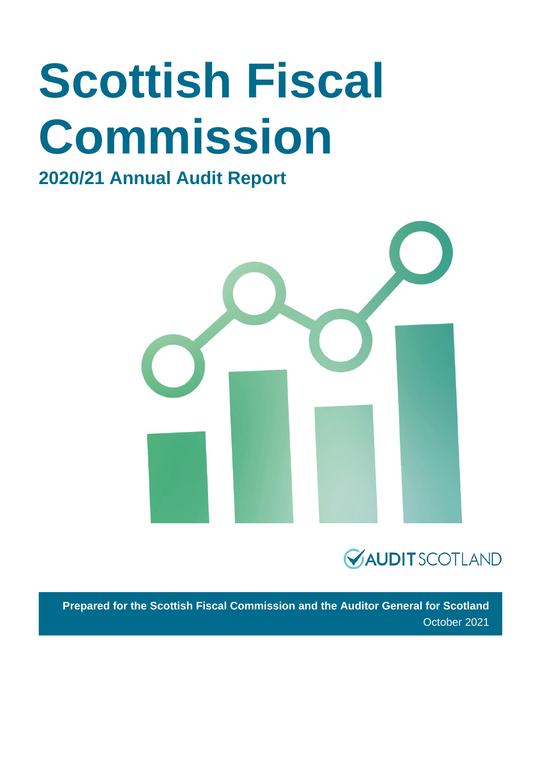# Scottish Fiscal Commission

## 2020/21 Annual Audit Report

AUDIT SCOTLAND

**Prepared for the Scottish Fiscal Commission and the Auditor General for Scotland**

October 2021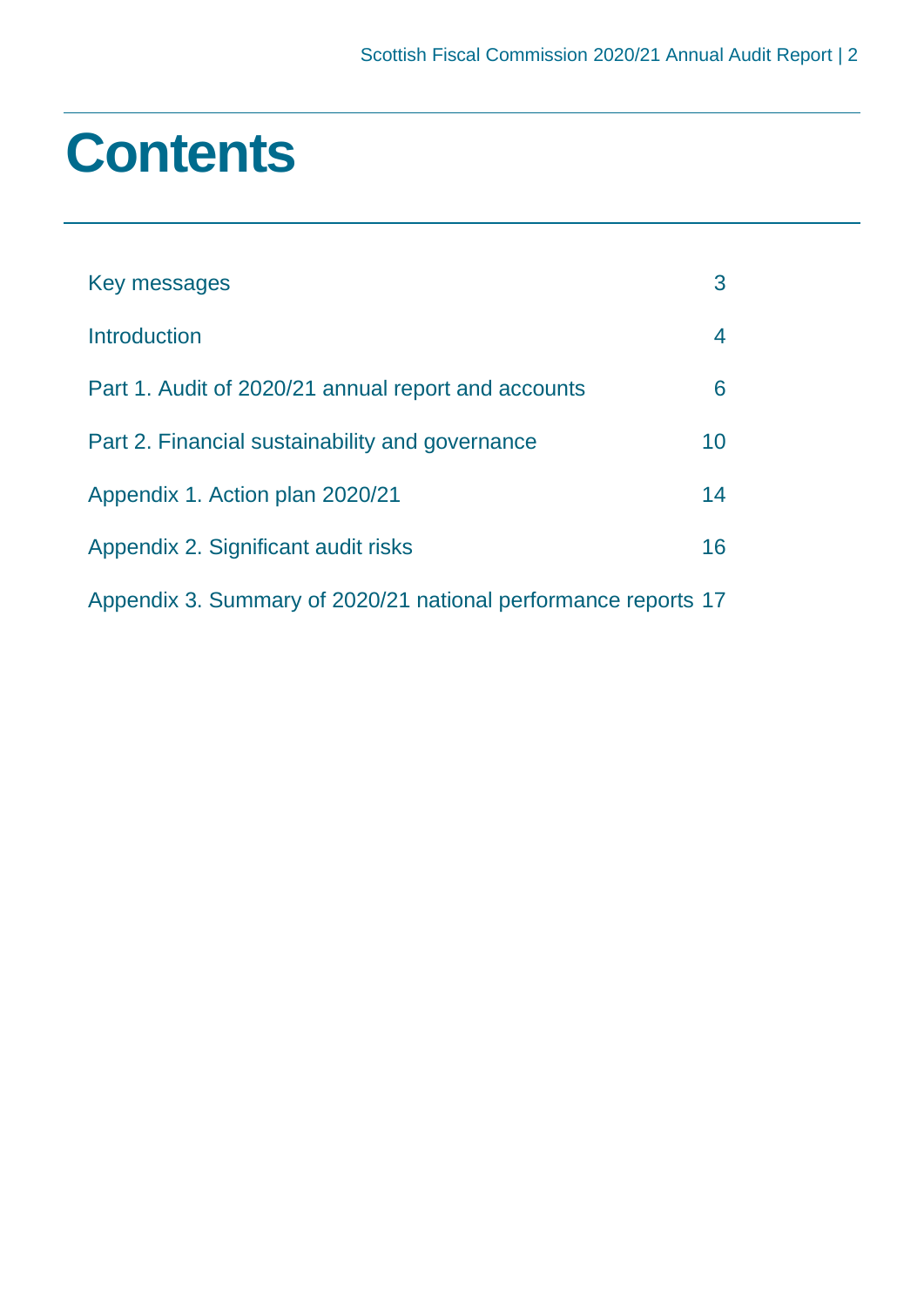# Contents

| | |
|---|---|
| Key messages | 3 |
| Introduction | 4 |
| Part 1. Audit of 2020/21 annual report and accounts | 6 |
| Part 2. Financial sustainability and governance | 10 |
| Appendix 1. Action plan 2020/21 | 14 |
| Appendix 2. Significant audit risks | 16 |
| Appendix 3. Summary of 2020/21 national performance reports | 17 |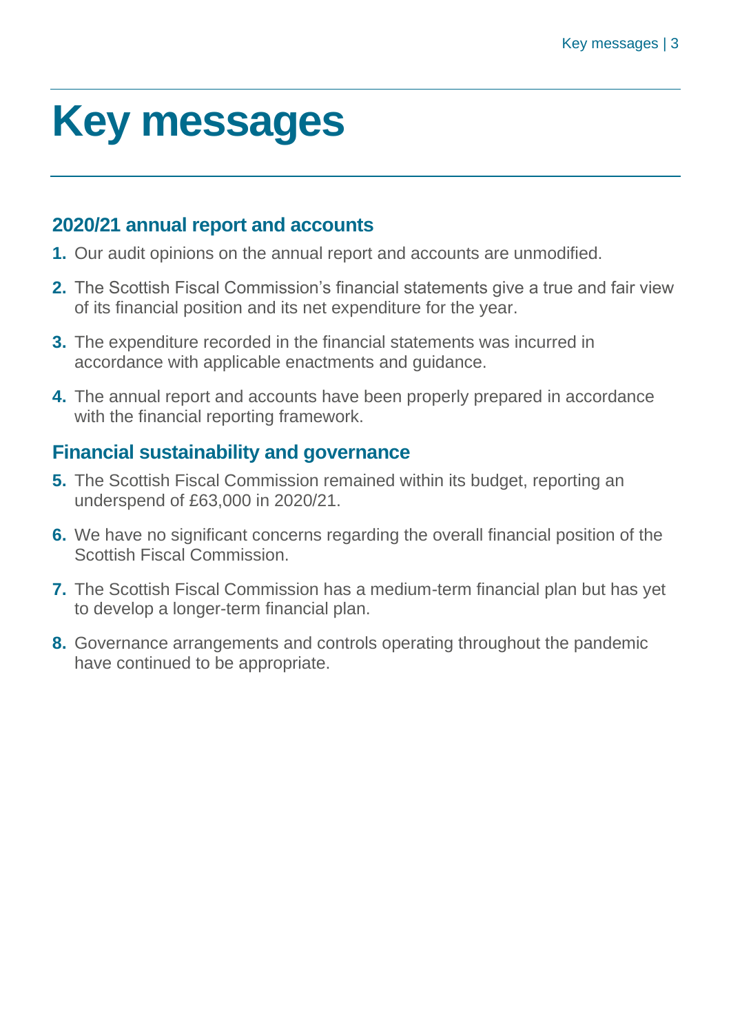# Key messages

## 2020/21 annual report and accounts

1. Our audit opinions on the annual report and accounts are unmodified.
2. The Scottish Fiscal Commission's financial statements give a true and fair view of its financial position and its net expenditure for the year.
3. The expenditure recorded in the financial statements was incurred in accordance with applicable enactments and guidance.
4. The annual report and accounts have been properly prepared in accordance with the financial reporting framework.

## Financial sustainability and governance

5. The Scottish Fiscal Commission remained within its budget, reporting an underspend of £63,000 in 2020/21.
6. We have no significant concerns regarding the overall financial position of the Scottish Fiscal Commission.
7. The Scottish Fiscal Commission has a medium-term financial plan but has yet to develop a longer-term financial plan.
8. Governance arrangements and controls operating throughout the pandemic have continued to be appropriate.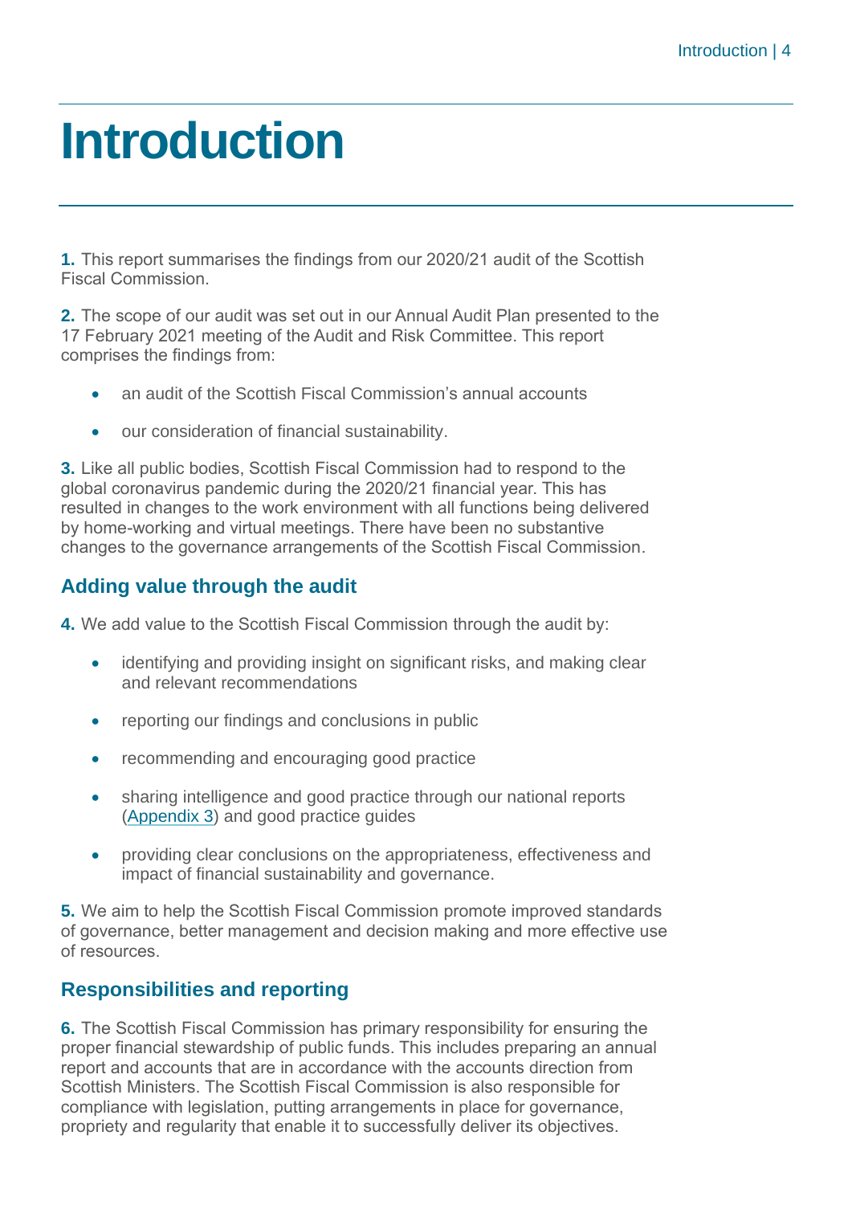# Introduction

**1.** This report summarises the findings from our 2020/21 audit of the Scottish Fiscal Commission.

**2.** The scope of our audit was set out in our Annual Audit Plan presented to the 17 February 2021 meeting of the Audit and Risk Committee. This report comprises the findings from:

- an audit of the Scottish Fiscal Commission's annual accounts
- our consideration of financial sustainability.

**3.** Like all public bodies, Scottish Fiscal Commission had to respond to the global coronavirus pandemic during the 2020/21 financial year. This has resulted in changes to the work environment with all functions being delivered by home-working and virtual meetings. There have been no substantive changes to the governance arrangements of the Scottish Fiscal Commission.

## Adding value through the audit

**4.** We add value to the Scottish Fiscal Commission through the audit by:

- identifying and providing insight on significant risks, and making clear and relevant recommendations
- reporting our findings and conclusions in public
- recommending and encouraging good practice
- sharing intelligence and good practice through our national reports (Appendix 3) and good practice guides
- providing clear conclusions on the appropriateness, effectiveness and impact of financial sustainability and governance.

**5.** We aim to help the Scottish Fiscal Commission promote improved standards of governance, better management and decision making and more effective use of resources.

## Responsibilities and reporting

**6.** The Scottish Fiscal Commission has primary responsibility for ensuring the proper financial stewardship of public funds. This includes preparing an annual report and accounts that are in accordance with the accounts direction from Scottish Ministers. The Scottish Fiscal Commission is also responsible for compliance with legislation, putting arrangements in place for governance, propriety and regularity that enable it to successfully deliver its objectives.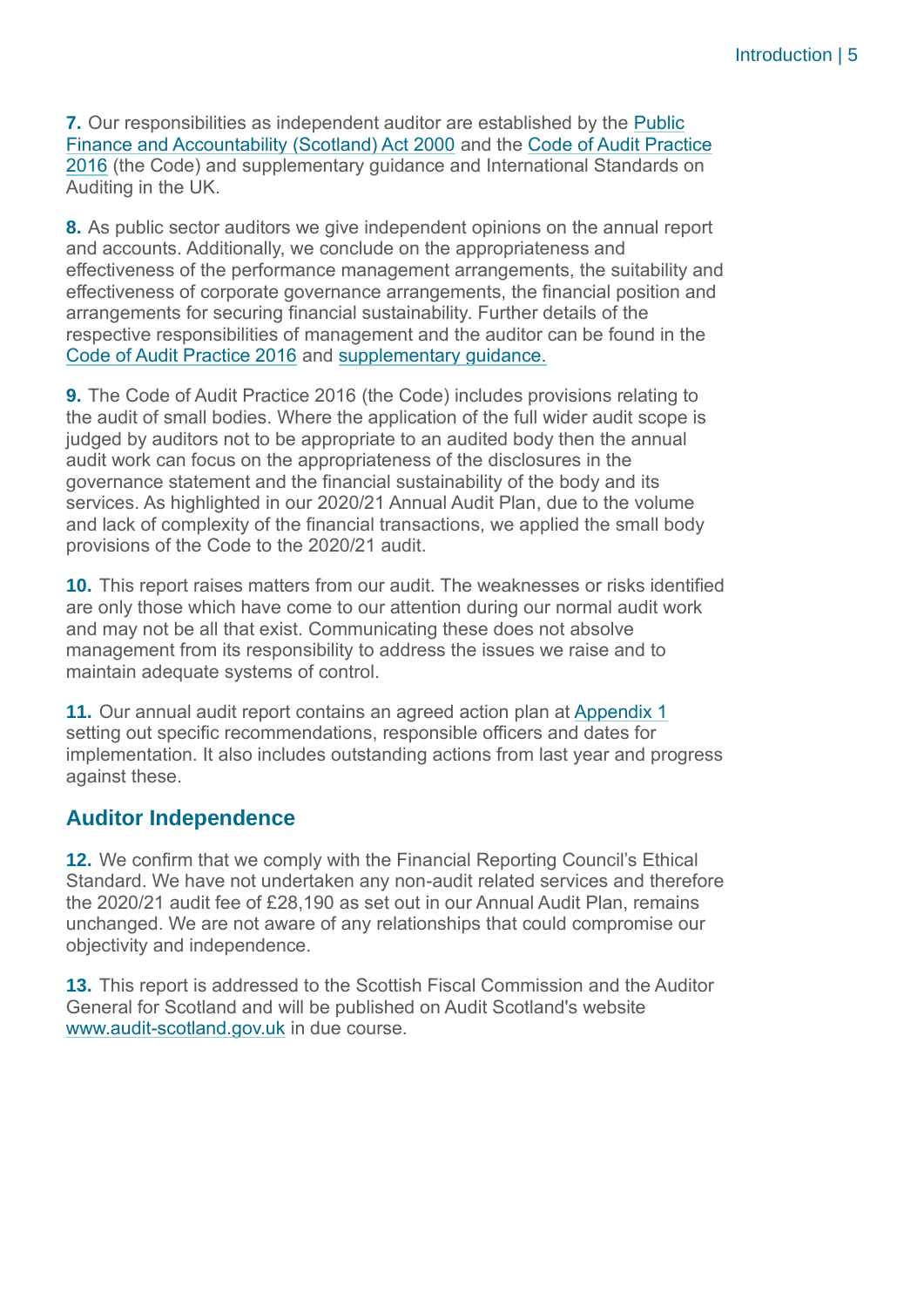**7.** Our responsibilities as independent auditor are established by the Public Finance and Accountability (Scotland) Act 2000 and the Code of Audit Practice 2016 (the Code) and supplementary guidance and International Standards on Auditing in the UK.

**8.** As public sector auditors we give independent opinions on the annual report and accounts. Additionally, we conclude on the appropriateness and effectiveness of the performance management arrangements, the suitability and effectiveness of corporate governance arrangements, the financial position and arrangements for securing financial sustainability. Further details of the respective responsibilities of management and the auditor can be found in the Code of Audit Practice 2016 and supplementary guidance.

**9.** The Code of Audit Practice 2016 (the Code) includes provisions relating to the audit of small bodies. Where the application of the full wider audit scope is judged by auditors not to be appropriate to an audited body then the annual audit work can focus on the appropriateness of the disclosures in the governance statement and the financial sustainability of the body and its services. As highlighted in our 2020/21 Annual Audit Plan, due to the volume and lack of complexity of the financial transactions, we applied the small body provisions of the Code to the 2020/21 audit.

**10.** This report raises matters from our audit. The weaknesses or risks identified are only those which have come to our attention during our normal audit work and may not be all that exist. Communicating these does not absolve management from its responsibility to address the issues we raise and to maintain adequate systems of control.

**11.** Our annual audit report contains an agreed action plan at Appendix 1 setting out specific recommendations, responsible officers and dates for implementation. It also includes outstanding actions from last year and progress against these.

## Auditor Independence

**12.** We confirm that we comply with the Financial Reporting Council's Ethical Standard. We have not undertaken any non-audit related services and therefore the 2020/21 audit fee of £28,190 as set out in our Annual Audit Plan, remains unchanged. We are not aware of any relationships that could compromise our objectivity and independence.

**13.** This report is addressed to the Scottish Fiscal Commission and the Auditor General for Scotland and will be published on Audit Scotland's website www.audit-scotland.gov.uk in due course.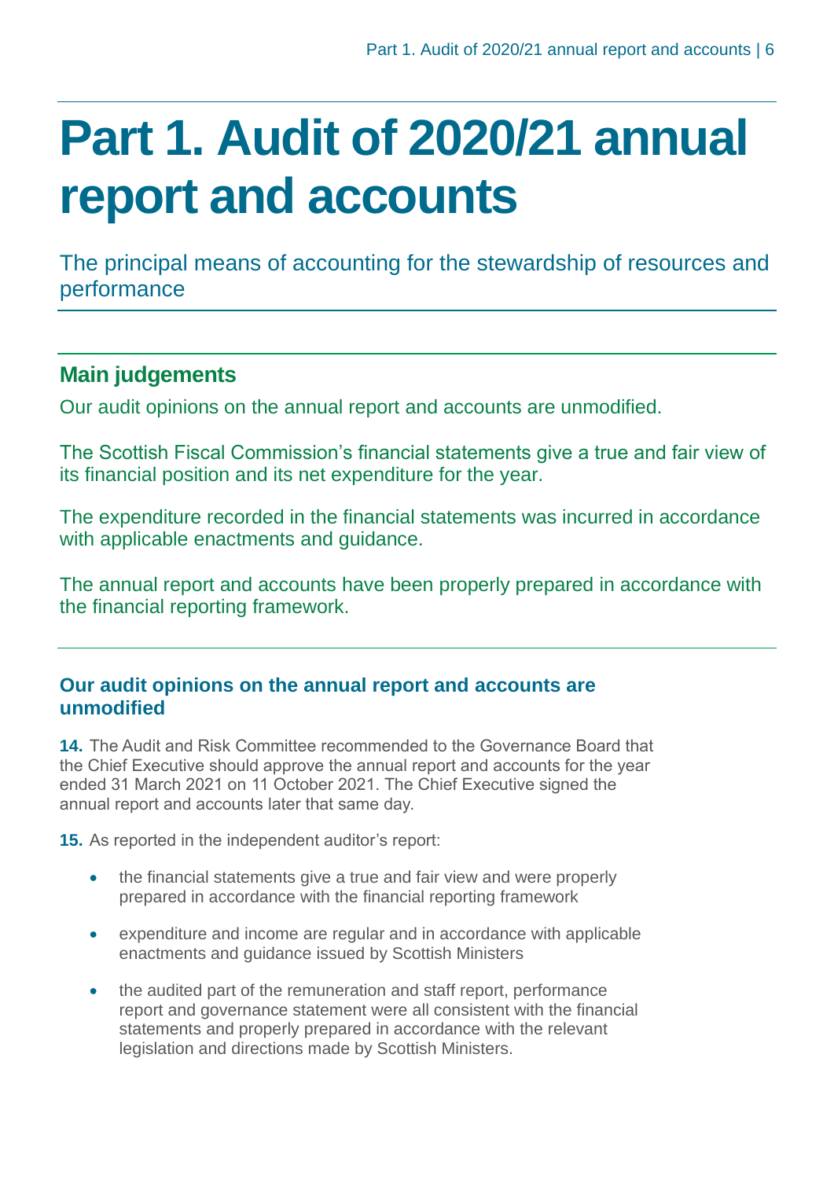# Part 1. Audit of 2020/21 annual report and accounts

The principal means of accounting for the stewardship of resources and performance

## Main judgements

Our audit opinions on the annual report and accounts are unmodified.

The Scottish Fiscal Commission's financial statements give a true and fair view of its financial position and its net expenditure for the year.

The expenditure recorded in the financial statements was incurred in accordance with applicable enactments and guidance.

The annual report and accounts have been properly prepared in accordance with the financial reporting framework.

### Our audit opinions on the annual report and accounts are unmodified

**14.** The Audit and Risk Committee recommended to the Governance Board that the Chief Executive should approve the annual report and accounts for the year ended 31 March 2021 on 11 October 2021. The Chief Executive signed the annual report and accounts later that same day.

**15.** As reported in the independent auditor's report:

- the financial statements give a true and fair view and were properly prepared in accordance with the financial reporting framework
- expenditure and income are regular and in accordance with applicable enactments and guidance issued by Scottish Ministers
- the audited part of the remuneration and staff report, performance report and governance statement were all consistent with the financial statements and properly prepared in accordance with the relevant legislation and directions made by Scottish Ministers.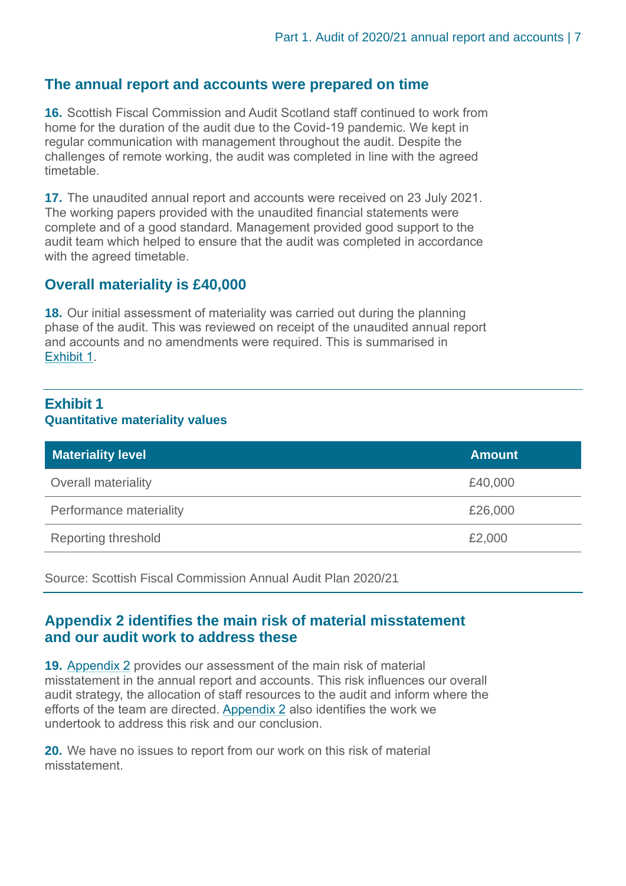## The annual report and accounts were prepared on time

**16.** Scottish Fiscal Commission and Audit Scotland staff continued to work from home for the duration of the audit due to the Covid-19 pandemic. We kept in regular communication with management throughout the audit. Despite the challenges of remote working, the audit was completed in line with the agreed timetable.

**17.** The unaudited annual report and accounts were received on 23 July 2021. The working papers provided with the unaudited financial statements were complete and of a good standard. Management provided good support to the audit team which helped to ensure that the audit was completed in accordance with the agreed timetable.

## Overall materiality is £40,000

**18.** Our initial assessment of materiality was carried out during the planning phase of the audit. This was reviewed on receipt of the unaudited annual report and accounts and no amendments were required. This is summarised in Exhibit 1.

### Exhibit 1
**Quantitative materiality values**

| Materiality level | Amount |
|---|---|
| Overall materiality | £40,000 |
| Performance materiality | £26,000 |
| Reporting threshold | £2,000 |

Source: Scottish Fiscal Commission Annual Audit Plan 2020/21

## Appendix 2 identifies the main risk of material misstatement and our audit work to address these

**19.** Appendix 2 provides our assessment of the main risk of material misstatement in the annual report and accounts. This risk influences our overall audit strategy, the allocation of staff resources to the audit and inform where the efforts of the team are directed. Appendix 2 also identifies the work we undertook to address this risk and our conclusion.

**20.** We have no issues to report from our work on this risk of material misstatement.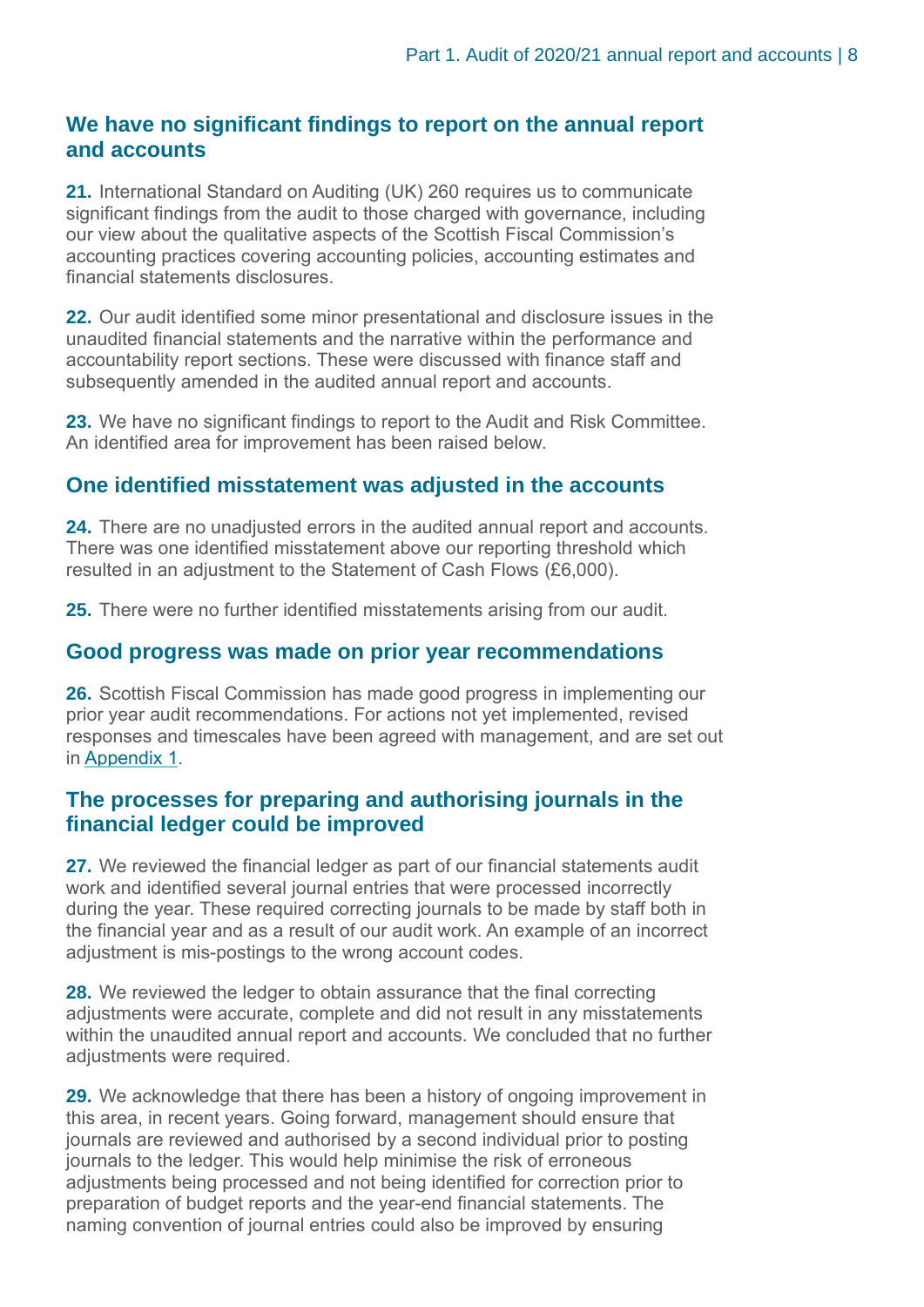## We have no significant findings to report on the annual report and accounts

**21.** International Standard on Auditing (UK) 260 requires us to communicate significant findings from the audit to those charged with governance, including our view about the qualitative aspects of the Scottish Fiscal Commission's accounting practices covering accounting policies, accounting estimates and financial statements disclosures.

**22.** Our audit identified some minor presentational and disclosure issues in the unaudited financial statements and the narrative within the performance and accountability report sections. These were discussed with finance staff and subsequently amended in the audited annual report and accounts.

**23.** We have no significant findings to report to the Audit and Risk Committee. An identified area for improvement has been raised below.

## One identified misstatement was adjusted in the accounts

**24.** There are no unadjusted errors in the audited annual report and accounts. There was one identified misstatement above our reporting threshold which resulted in an adjustment to the Statement of Cash Flows (£6,000).

**25.** There were no further identified misstatements arising from our audit.

## Good progress was made on prior year recommendations

**26.** Scottish Fiscal Commission has made good progress in implementing our prior year audit recommendations. For actions not yet implemented, revised responses and timescales have been agreed with management, and are set out in Appendix 1.

## The processes for preparing and authorising journals in the financial ledger could be improved

**27.** We reviewed the financial ledger as part of our financial statements audit work and identified several journal entries that were processed incorrectly during the year. These required correcting journals to be made by staff both in the financial year and as a result of our audit work. An example of an incorrect adjustment is mis-postings to the wrong account codes.

**28.** We reviewed the ledger to obtain assurance that the final correcting adjustments were accurate, complete and did not result in any misstatements within the unaudited annual report and accounts. We concluded that no further adjustments were required.

**29.** We acknowledge that there has been a history of ongoing improvement in this area, in recent years. Going forward, management should ensure that journals are reviewed and authorised by a second individual prior to posting journals to the ledger. This would help minimise the risk of erroneous adjustments being processed and not being identified for correction prior to preparation of budget reports and the year-end financial statements. The naming convention of journal entries could also be improved by ensuring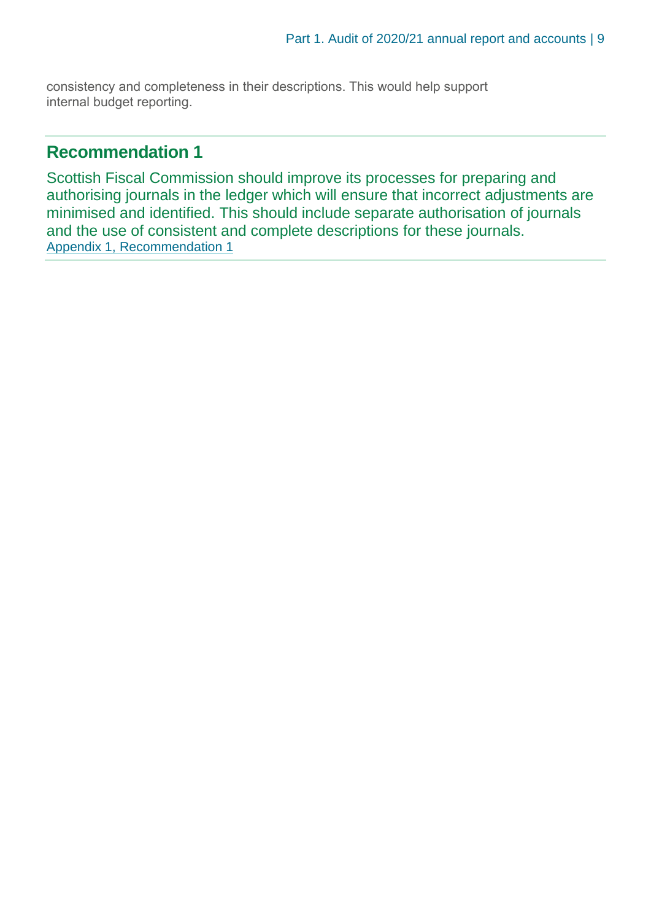consistency and completeness in their descriptions. This would help support internal budget reporting.

---

## Recommendation 1

Scottish Fiscal Commission should improve its processes for preparing and authorising journals in the ledger which will ensure that incorrect adjustments are minimised and identified. This should include separate authorisation of journals and the use of consistent and complete descriptions for these journals.

Appendix 1, Recommendation 1

---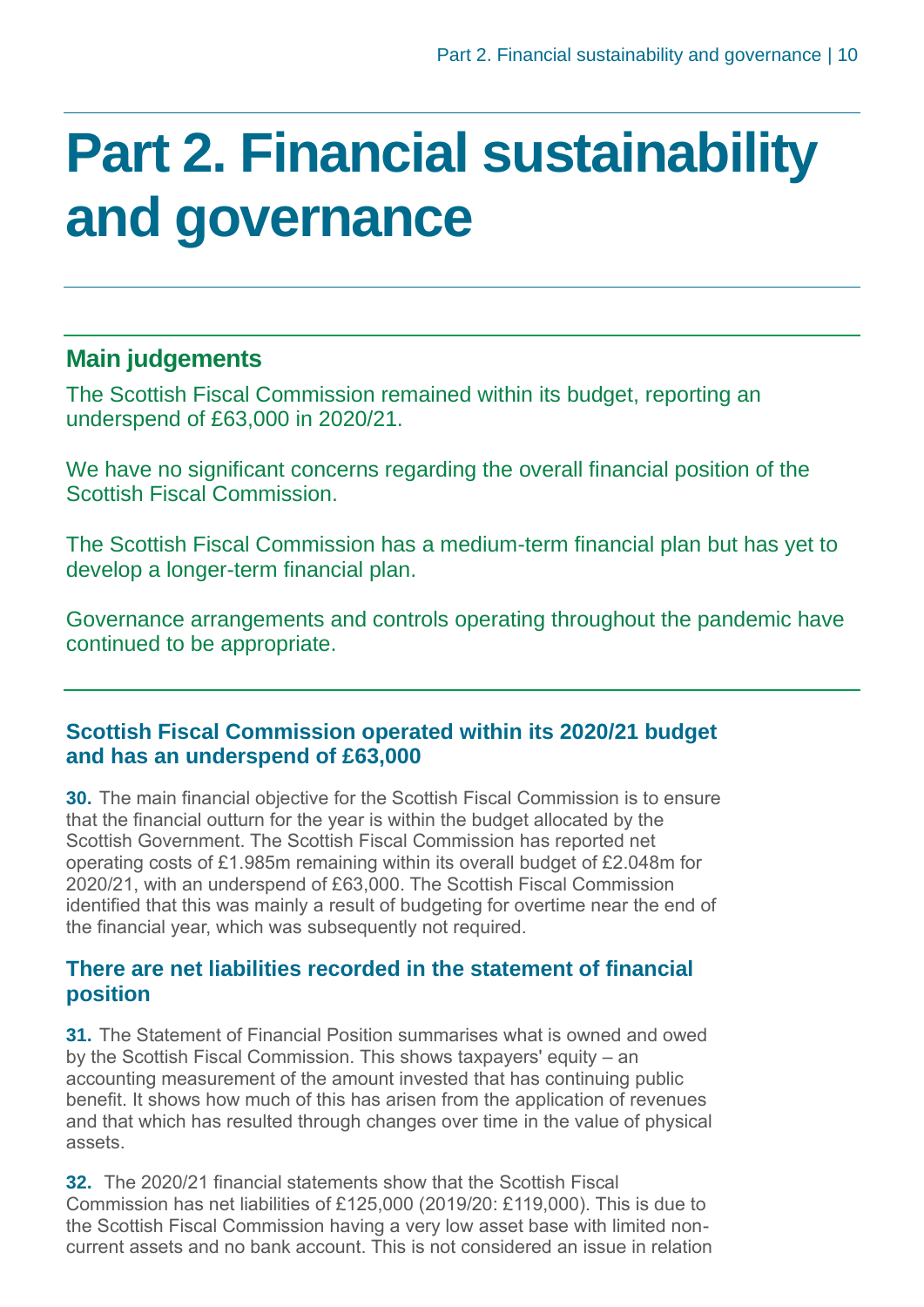# Part 2. Financial sustainability and governance

## Main judgements

The Scottish Fiscal Commission remained within its budget, reporting an underspend of £63,000 in 2020/21.

We have no significant concerns regarding the overall financial position of the Scottish Fiscal Commission.

The Scottish Fiscal Commission has a medium-term financial plan but has yet to develop a longer-term financial plan.

Governance arrangements and controls operating throughout the pandemic have continued to be appropriate.

### Scottish Fiscal Commission operated within its 2020/21 budget and has an underspend of £63,000

**30.** The main financial objective for the Scottish Fiscal Commission is to ensure that the financial outturn for the year is within the budget allocated by the Scottish Government. The Scottish Fiscal Commission has reported net operating costs of £1.985m remaining within its overall budget of £2.048m for 2020/21, with an underspend of £63,000. The Scottish Fiscal Commission identified that this was mainly a result of budgeting for overtime near the end of the financial year, which was subsequently not required.

### There are net liabilities recorded in the statement of financial position

**31.** The Statement of Financial Position summarises what is owned and owed by the Scottish Fiscal Commission. This shows taxpayers' equity – an accounting measurement of the amount invested that has continuing public benefit. It shows how much of this has arisen from the application of revenues and that which has resulted through changes over time in the value of physical assets.

**32.** The 2020/21 financial statements show that the Scottish Fiscal Commission has net liabilities of £125,000 (2019/20: £119,000). This is due to the Scottish Fiscal Commission having a very low asset base with limited non-current assets and no bank account. This is not considered an issue in relation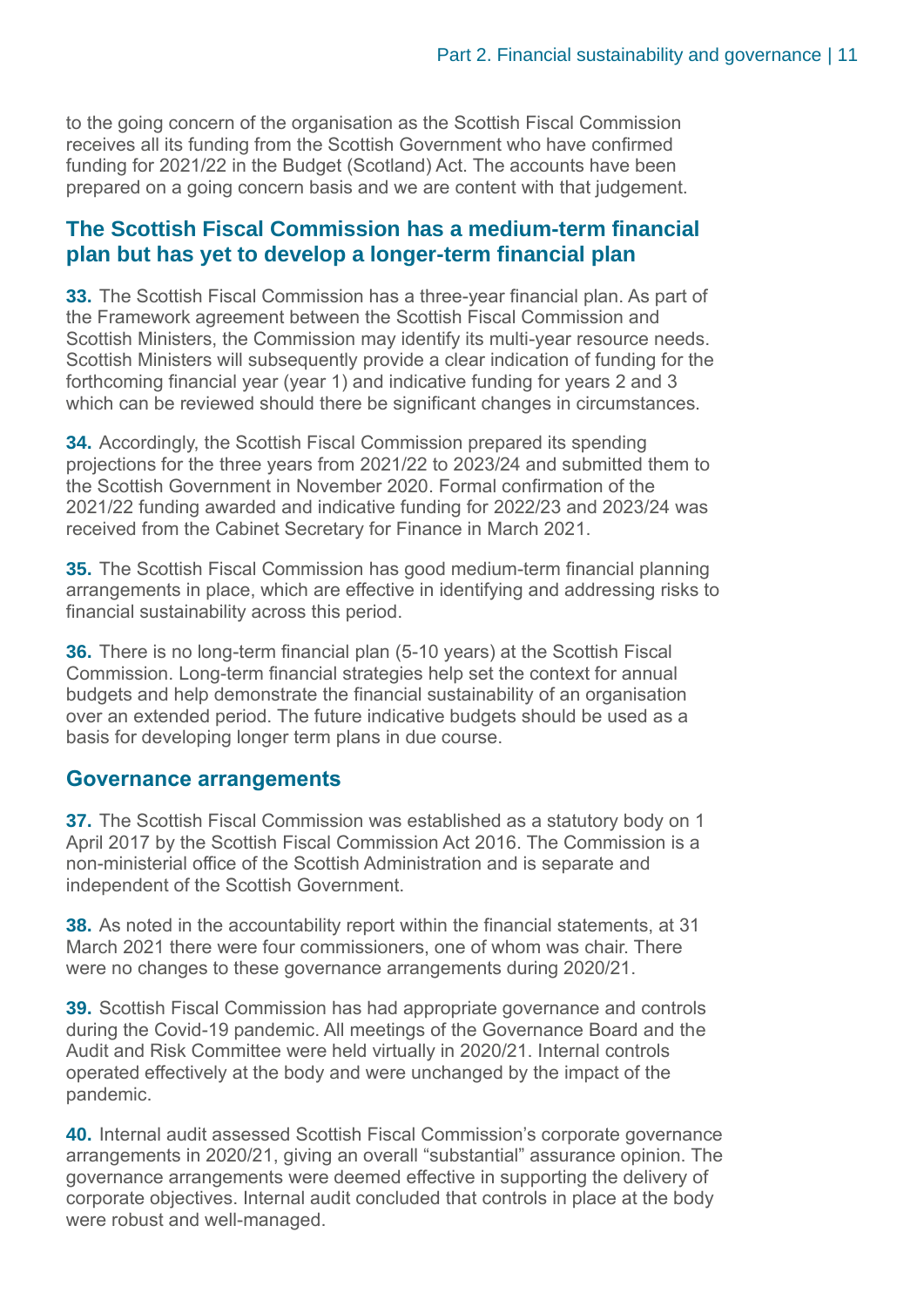to the going concern of the organisation as the Scottish Fiscal Commission receives all its funding from the Scottish Government who have confirmed funding for 2021/22 in the Budget (Scotland) Act. The accounts have been prepared on a going concern basis and we are content with that judgement.

## The Scottish Fiscal Commission has a medium-term financial plan but has yet to develop a longer-term financial plan

**33.** The Scottish Fiscal Commission has a three-year financial plan. As part of the Framework agreement between the Scottish Fiscal Commission and Scottish Ministers, the Commission may identify its multi-year resource needs. Scottish Ministers will subsequently provide a clear indication of funding for the forthcoming financial year (year 1) and indicative funding for years 2 and 3 which can be reviewed should there be significant changes in circumstances.

**34.** Accordingly, the Scottish Fiscal Commission prepared its spending projections for the three years from 2021/22 to 2023/24 and submitted them to the Scottish Government in November 2020. Formal confirmation of the 2021/22 funding awarded and indicative funding for 2022/23 and 2023/24 was received from the Cabinet Secretary for Finance in March 2021.

**35.** The Scottish Fiscal Commission has good medium-term financial planning arrangements in place, which are effective in identifying and addressing risks to financial sustainability across this period.

**36.** There is no long-term financial plan (5-10 years) at the Scottish Fiscal Commission. Long-term financial strategies help set the context for annual budgets and help demonstrate the financial sustainability of an organisation over an extended period. The future indicative budgets should be used as a basis for developing longer term plans in due course.

## Governance arrangements

**37.** The Scottish Fiscal Commission was established as a statutory body on 1 April 2017 by the Scottish Fiscal Commission Act 2016. The Commission is a non-ministerial office of the Scottish Administration and is separate and independent of the Scottish Government.

**38.** As noted in the accountability report within the financial statements, at 31 March 2021 there were four commissioners, one of whom was chair. There were no changes to these governance arrangements during 2020/21.

**39.** Scottish Fiscal Commission has had appropriate governance and controls during the Covid-19 pandemic. All meetings of the Governance Board and the Audit and Risk Committee were held virtually in 2020/21. Internal controls operated effectively at the body and were unchanged by the impact of the pandemic.

**40.** Internal audit assessed Scottish Fiscal Commission's corporate governance arrangements in 2020/21, giving an overall "substantial" assurance opinion. The governance arrangements were deemed effective in supporting the delivery of corporate objectives. Internal audit concluded that controls in place at the body were robust and well-managed.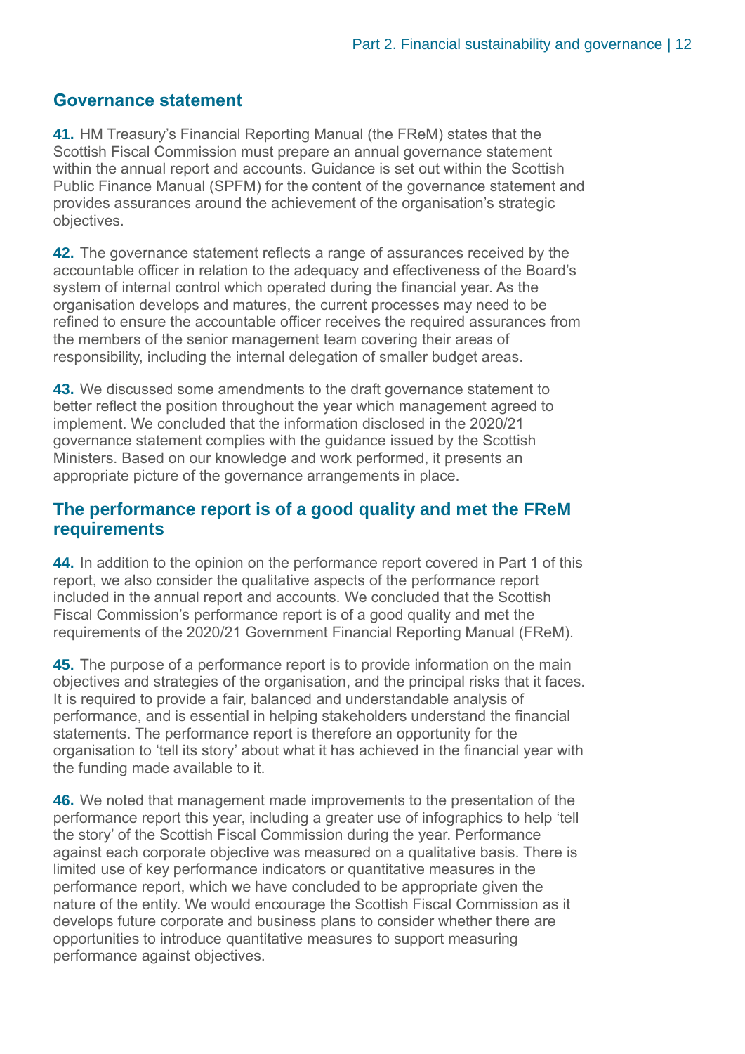## Governance statement

**41.** HM Treasury's Financial Reporting Manual (the FReM) states that the Scottish Fiscal Commission must prepare an annual governance statement within the annual report and accounts. Guidance is set out within the Scottish Public Finance Manual (SPFM) for the content of the governance statement and provides assurances around the achievement of the organisation's strategic objectives.

**42.** The governance statement reflects a range of assurances received by the accountable officer in relation to the adequacy and effectiveness of the Board's system of internal control which operated during the financial year. As the organisation develops and matures, the current processes may need to be refined to ensure the accountable officer receives the required assurances from the members of the senior management team covering their areas of responsibility, including the internal delegation of smaller budget areas.

**43.** We discussed some amendments to the draft governance statement to better reflect the position throughout the year which management agreed to implement. We concluded that the information disclosed in the 2020/21 governance statement complies with the guidance issued by the Scottish Ministers. Based on our knowledge and work performed, it presents an appropriate picture of the governance arrangements in place.

## The performance report is of a good quality and met the FReM requirements

**44.** In addition to the opinion on the performance report covered in Part 1 of this report, we also consider the qualitative aspects of the performance report included in the annual report and accounts. We concluded that the Scottish Fiscal Commission's performance report is of a good quality and met the requirements of the 2020/21 Government Financial Reporting Manual (FReM).

**45.** The purpose of a performance report is to provide information on the main objectives and strategies of the organisation, and the principal risks that it faces. It is required to provide a fair, balanced and understandable analysis of performance, and is essential in helping stakeholders understand the financial statements. The performance report is therefore an opportunity for the organisation to 'tell its story' about what it has achieved in the financial year with the funding made available to it.

**46.** We noted that management made improvements to the presentation of the performance report this year, including a greater use of infographics to help 'tell the story' of the Scottish Fiscal Commission during the year. Performance against each corporate objective was measured on a qualitative basis. There is limited use of key performance indicators or quantitative measures in the performance report, which we have concluded to be appropriate given the nature of the entity. We would encourage the Scottish Fiscal Commission as it develops future corporate and business plans to consider whether there are opportunities to introduce quantitative measures to support measuring performance against objectives.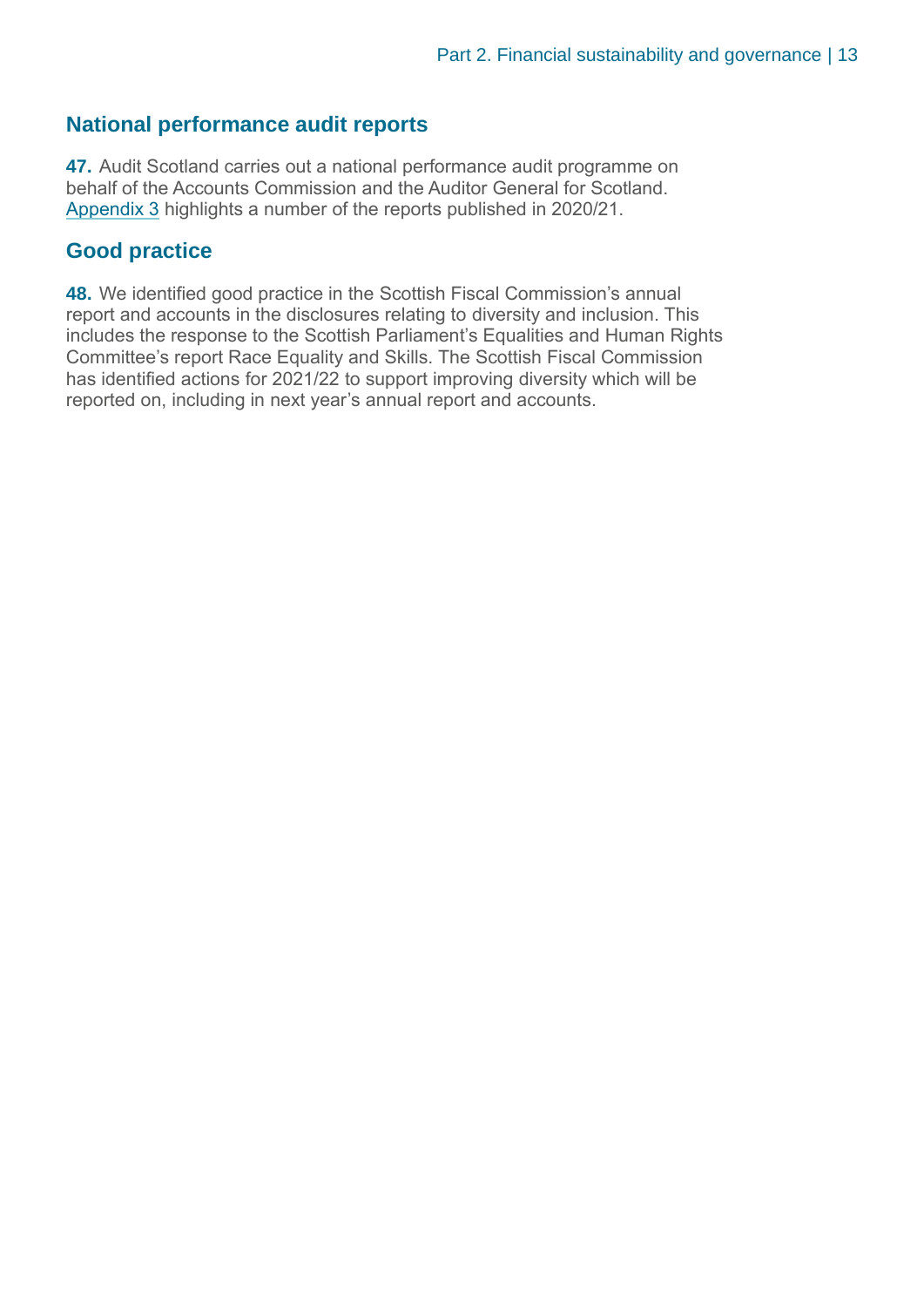## National performance audit reports

**47.** Audit Scotland carries out a national performance audit programme on behalf of the Accounts Commission and the Auditor General for Scotland. Appendix 3 highlights a number of the reports published in 2020/21.

## Good practice

**48.** We identified good practice in the Scottish Fiscal Commission's annual report and accounts in the disclosures relating to diversity and inclusion. This includes the response to the Scottish Parliament's Equalities and Human Rights Committee's report Race Equality and Skills. The Scottish Fiscal Commission has identified actions for 2021/22 to support improving diversity which will be reported on, including in next year's annual report and accounts.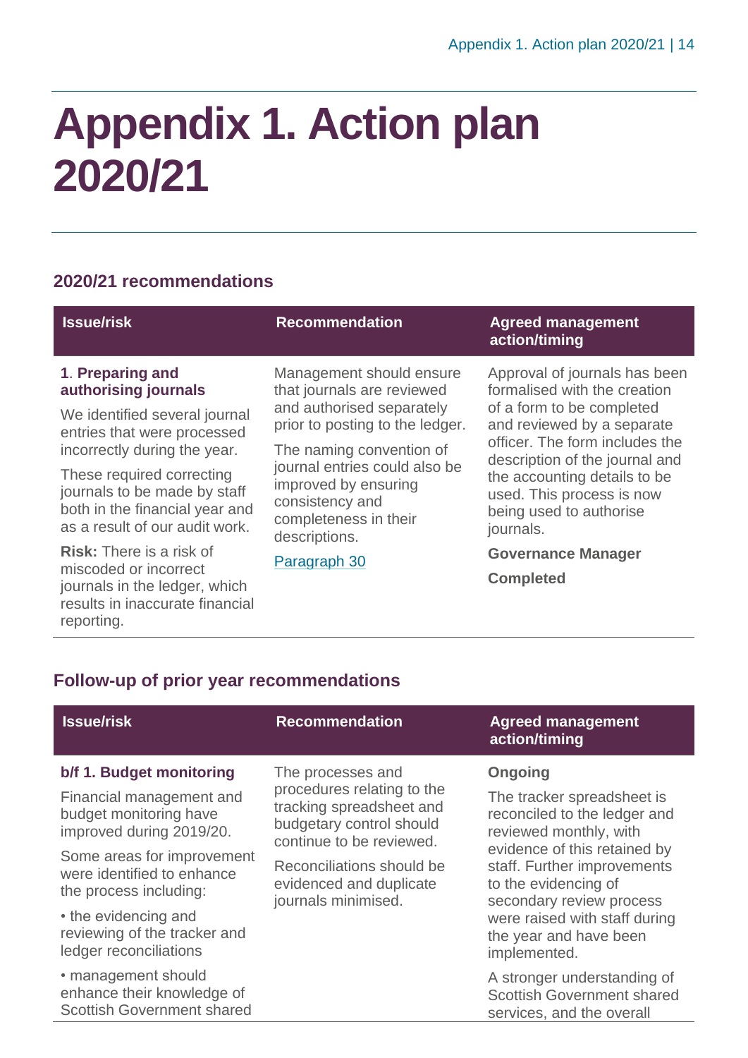# Appendix 1. Action plan 2020/21

## 2020/21 recommendations

| Issue/risk | Recommendation | Agreed management action/timing |
| --- | --- | --- |
| **1. Preparing and authorising journals**<br><br>We identified several journal entries that were processed incorrectly during the year.<br><br>These required correcting journals to be made by staff both in the financial year and as a result of our audit work.<br><br>**Risk:** There is a risk of miscoded or incorrect journals in the ledger, which results in inaccurate financial reporting. | Management should ensure that journals are reviewed and authorised separately prior to posting to the ledger.<br><br>The naming convention of journal entries could also be improved by ensuring consistency and completeness in their descriptions.<br><br>Paragraph 30 | Approval of journals has been formalised with the creation of a form to be completed and reviewed by a separate officer. The form includes the description of the journal and the accounting details to be used. This process is now being used to authorise journals.<br><br>**Governance Manager**<br><br>**Completed** |

## Follow-up of prior year recommendations

| Issue/risk | Recommendation | Agreed management action/timing |
| --- | --- | --- |
| **b/f 1. Budget monitoring**<br><br>Financial management and budget monitoring have improved during 2019/20.<br><br>Some areas for improvement were identified to enhance the process including:<br><br>• the evidencing and reviewing of the tracker and ledger reconciliations<br><br>• management should enhance their knowledge of Scottish Government shared | The processes and procedures relating to the tracking spreadsheet and budgetary control should continue to be reviewed.<br><br>Reconciliations should be evidenced and duplicate journals minimised. | **Ongoing**<br><br>The tracker spreadsheet is reconciled to the ledger and reviewed monthly, with evidence of this retained by staff. Further improvements to the evidencing of secondary review process were raised with staff during the year and have been implemented.<br><br>A stronger understanding of Scottish Government shared services, and the overall |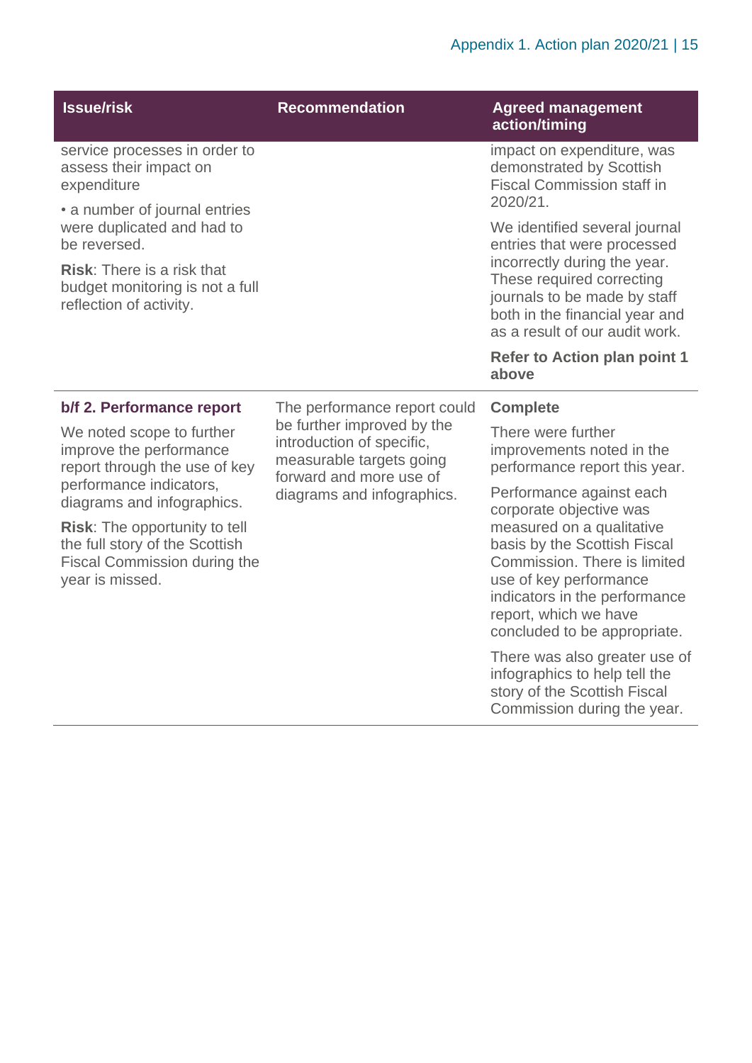| Issue/risk | Recommendation | Agreed management action/timing |
|---|---|---|
| service processes in order to assess their impact on expenditure<br><br>• a number of journal entries were duplicated and had to be reversed.<br><br>**Risk**: There is a risk that budget monitoring is not a full reflection of activity. | | impact on expenditure, was demonstrated by Scottish Fiscal Commission staff in 2020/21.<br><br>We identified several journal entries that were processed incorrectly during the year. These required correcting journals to be made by staff both in the financial year and as a result of our audit work.<br><br>**Refer to Action plan point 1 above** |
| **b/f 2. Performance report**<br><br>We noted scope to further improve the performance report through the use of key performance indicators, diagrams and infographics.<br><br>**Risk**: The opportunity to tell the full story of the Scottish Fiscal Commission during the year is missed. | The performance report could be further improved by the introduction of specific, measurable targets going forward and more use of diagrams and infographics. | **Complete**<br><br>There were further improvements noted in the performance report this year.<br><br>Performance against each corporate objective was measured on a qualitative basis by the Scottish Fiscal Commission. There is limited use of key performance indicators in the performance report, which we have concluded to be appropriate.<br><br>There was also greater use of infographics to help tell the story of the Scottish Fiscal Commission during the year. |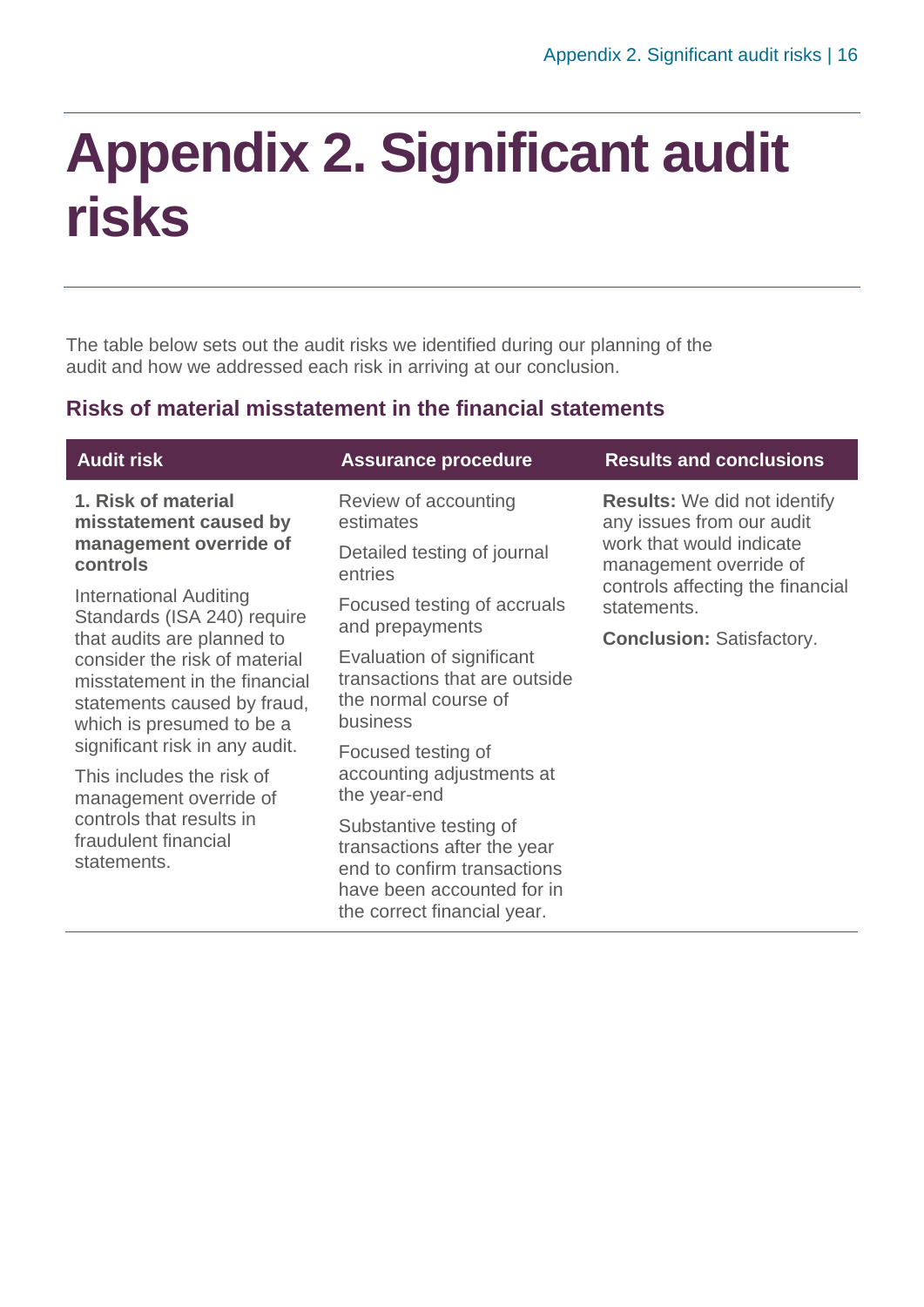# Appendix 2. Significant audit risks

The table below sets out the audit risks we identified during our planning of the audit and how we addressed each risk in arriving at our conclusion.

## Risks of material misstatement in the financial statements

| Audit risk | Assurance procedure | Results and conclusions |
| --- | --- | --- |
| **1. Risk of material misstatement caused by management override of controls**<br><br>International Auditing Standards (ISA 240) require that audits are planned to consider the risk of material misstatement in the financial statements caused by fraud, which is presumed to be a significant risk in any audit.<br><br>This includes the risk of management override of controls that results in fraudulent financial statements. | Review of accounting estimates<br><br>Detailed testing of journal entries<br><br>Focused testing of accruals and prepayments<br><br>Evaluation of significant transactions that are outside the normal course of business<br><br>Focused testing of accounting adjustments at the year-end<br><br>Substantive testing of transactions after the year end to confirm transactions have been accounted for in the correct financial year. | **Results:** We did not identify any issues from our audit work that would indicate management override of controls affecting the financial statements.<br><br>**Conclusion:** Satisfactory. |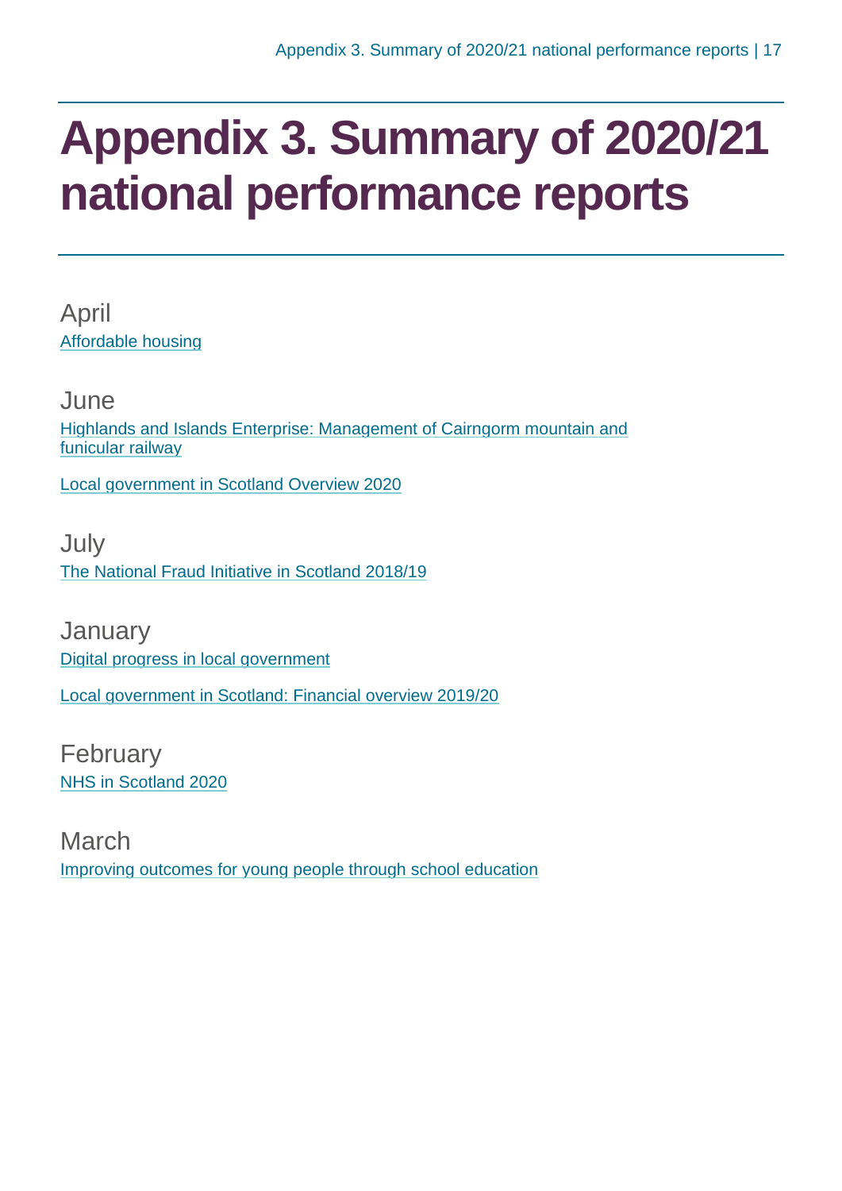# Appendix 3. Summary of 2020/21 national performance reports

April

Affordable housing

June

Highlands and Islands Enterprise: Management of Cairngorm mountain and funicular railway

Local government in Scotland Overview 2020

July

The National Fraud Initiative in Scotland 2018/19

January

Digital progress in local government

Local government in Scotland: Financial overview 2019/20

February

NHS in Scotland 2020

March

Improving outcomes for young people through school education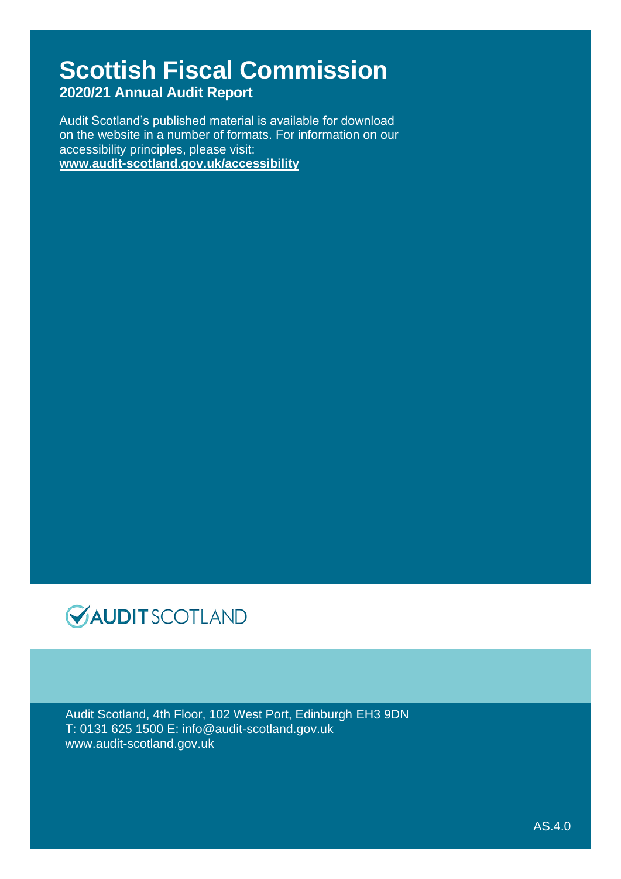# Scottish Fiscal Commission

## 2020/21 Annual Audit Report

Audit Scotland's published material is available for download on the website in a number of formats. For information on our accessibility principles, please visit:
**www.audit-scotland.gov.uk/accessibility**

AUDIT SCOTLAND

Audit Scotland, 4th Floor, 102 West Port, Edinburgh EH3 9DN
T: 0131 625 1500 E: info@audit-scotland.gov.uk
www.audit-scotland.gov.uk

AS.4.0